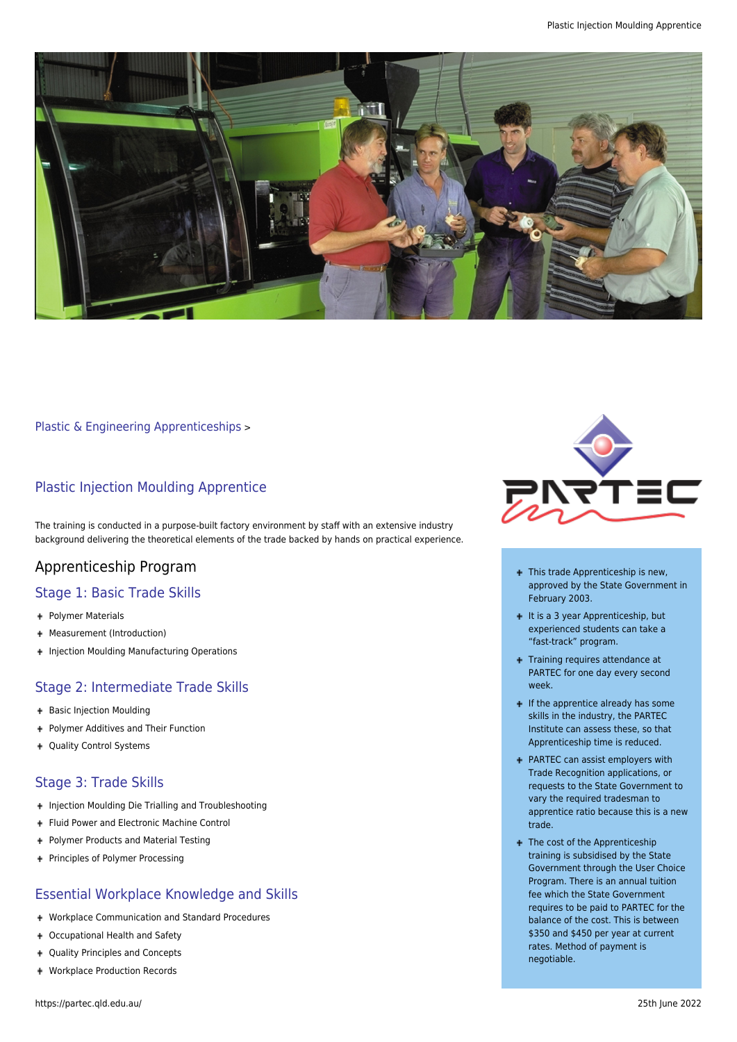Plastic & Engineering Apprenticeships >

## Plastic Injection Moulding Apprentice

The training is conducted in a purpose-built factory environment by staff with an extensive industry background delivering the theoretical elements of the trade backed by hands on practical experience.

# Apprenticeship Program

## Stage 1: Basic Trade Skills

- Polymer Materials
- Measurement (Introduction)
- Injection Moulding Manufacturing Operations

## Stage 2: Intermediate Trade Skills

- Basic Injection Moulding
- Polymer Additives and Their Function
- Quality Control Systems

## Stage 3: Trade Skills

- Injection Moulding Die Trialling and Troubleshooting
- Fluid Power and Electronic Machine Control
- Polymer Products and Material Testing
- Principles of Polymer Processing

## Essential Workplace Knowledge and Skills

- Workplace Communication and Standard Procedures
- Occupational Health and Safety
- Quality Principles and Concepts
- Workplace Production Records

---

- This trade Apprenticeship is new, approved by the State Government in February 2003.
- It is a 3 year Apprenticeship, but experienced students can take a "fast-track" program.
- Training requires attendance at PARTEC for one day every second week.
- If the apprentice already has some skills in the industry, the PARTEC Institute can assess these, so that Apprenticeship time is reduced.
- PARTEC can assist employers with Trade Recognition applications, or requests to the State Government to vary the required tradesman to apprentice ratio because this is a new trade.
- The cost of the Apprenticeship training is subsidised by the State Government through the User Choice Program. There is an annual tuition fee which the State Government requires to be paid to PARTEC for the balance of the cost. This is between $350 and $450 per year at current rates. Method of payment is negotiable.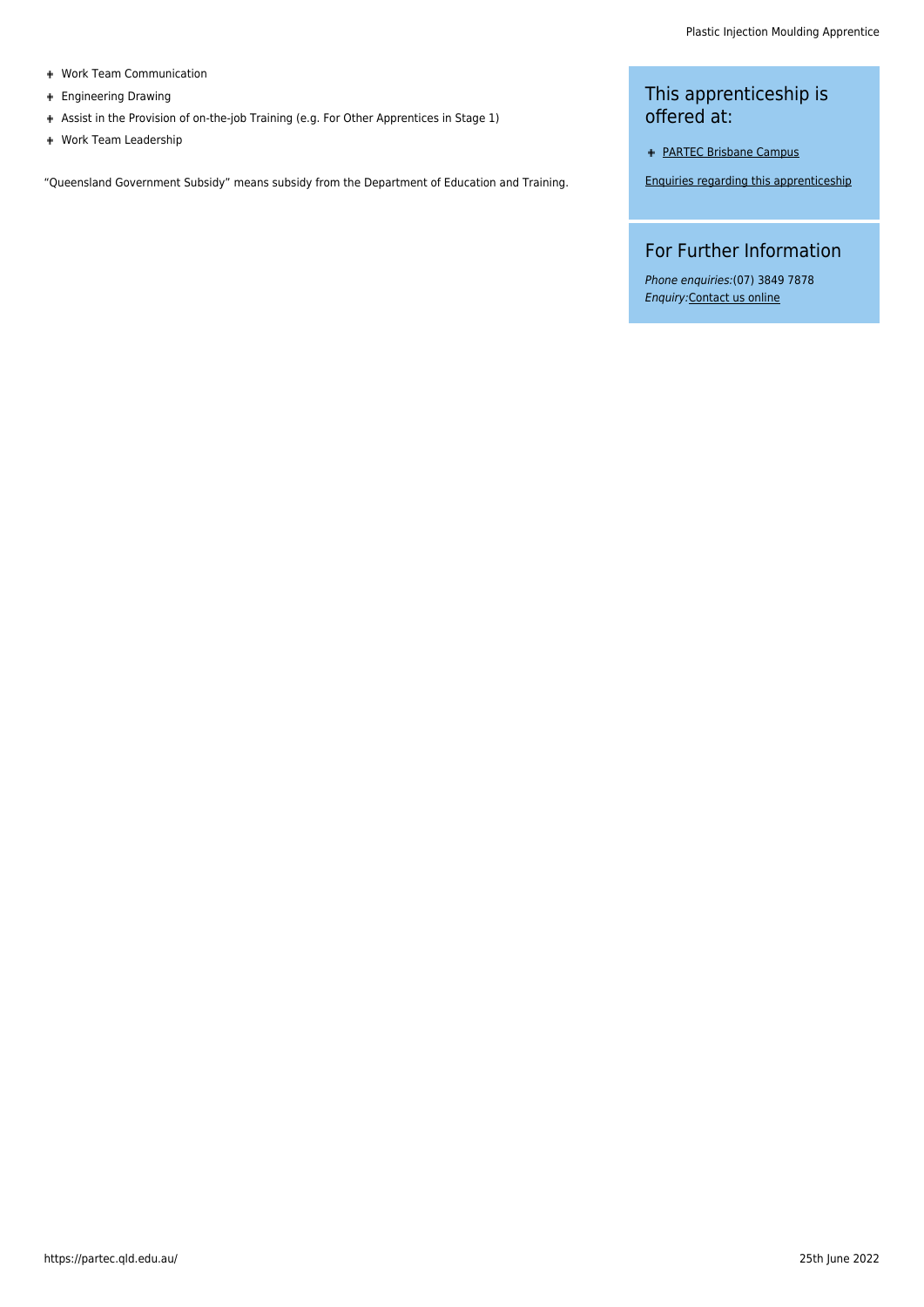- Work Team Communication
- Engineering Drawing
- Assist in the Provision of on-the-job Training (e.g. For Other Apprentices in Stage 1)
- Work Team Leadership

"Queensland Government Subsidy" means subsidy from the Department of Education and Training.

## This apprenticeship is offered at:

- PARTEC Brisbane Campus

Enquiries regarding this apprenticeship

## For Further Information

*Phone enquiries:*(07) 3849 7878
*Enquiry:*Contact us online